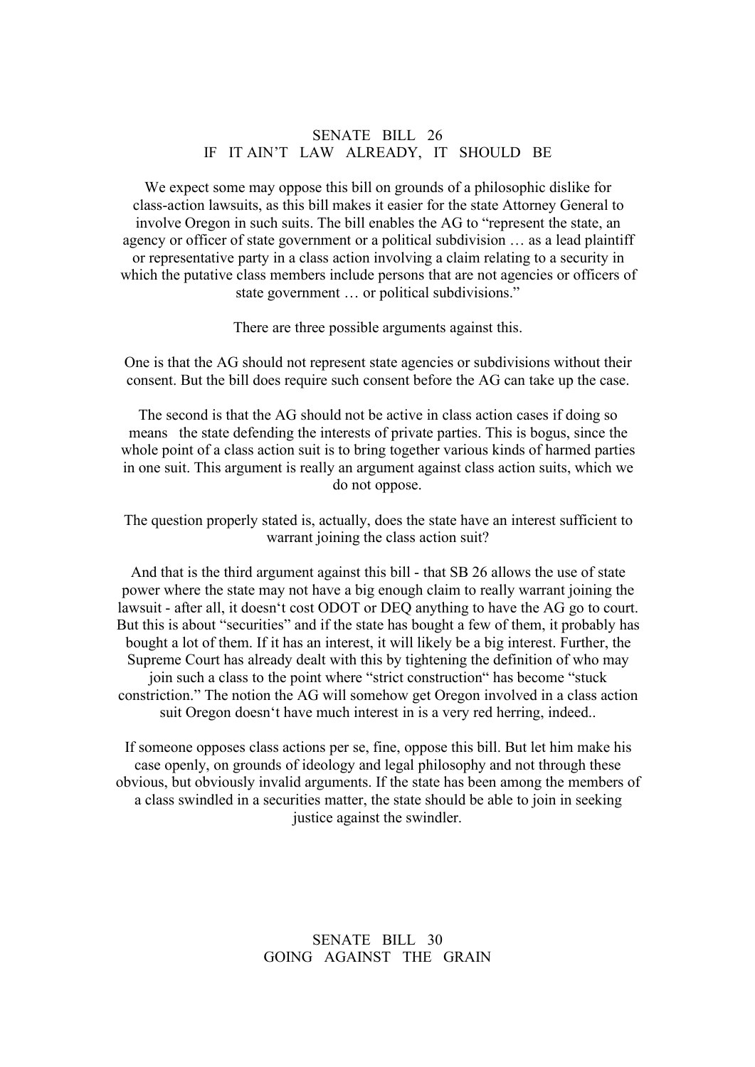## SENATE BILL 26
## IF IT AIN'T LAW ALREADY, IT SHOULD BE

We expect some may oppose this bill on grounds of a philosophic dislike for class-action lawsuits, as this bill makes it easier for the state Attorney General to involve Oregon in such suits. The bill enables the AG to "represent the state, an agency or officer of state government or a political subdivision … as a lead plaintiff or representative party in a class action involving a claim relating to a security in which the putative class members include persons that are not agencies or officers of state government … or political subdivisions."

There are three possible arguments against this.

One is that the AG should not represent state agencies or subdivisions without their consent. But the bill does require such consent before the AG can take up the case.

The second is that the AG should not be active in class action cases if doing so means the state defending the interests of private parties. This is bogus, since the whole point of a class action suit is to bring together various kinds of harmed parties in one suit. This argument is really an argument against class action suits, which we do not oppose.

The question properly stated is, actually, does the state have an interest sufficient to warrant joining the class action suit?

And that is the third argument against this bill - that SB 26 allows the use of state power where the state may not have a big enough claim to really warrant joining the lawsuit - after all, it doesn't cost ODOT or DEQ anything to have the AG go to court. But this is about "securities" and if the state has bought a few of them, it probably has bought a lot of them. If it has an interest, it will likely be a big interest. Further, the Supreme Court has already dealt with this by tightening the definition of who may join such a class to the point where "strict construction" has become "stuck constriction." The notion the AG will somehow get Oregon involved in a class action suit Oregon doesn't have much interest in is a very red herring, indeed..

If someone opposes class actions per se, fine, oppose this bill. But let him make his case openly, on grounds of ideology and legal philosophy and not through these obvious, but obviously invalid arguments. If the state has been among the members of a class swindled in a securities matter, the state should be able to join in seeking justice against the swindler.

## SENATE BILL 30
## GOING AGAINST THE GRAIN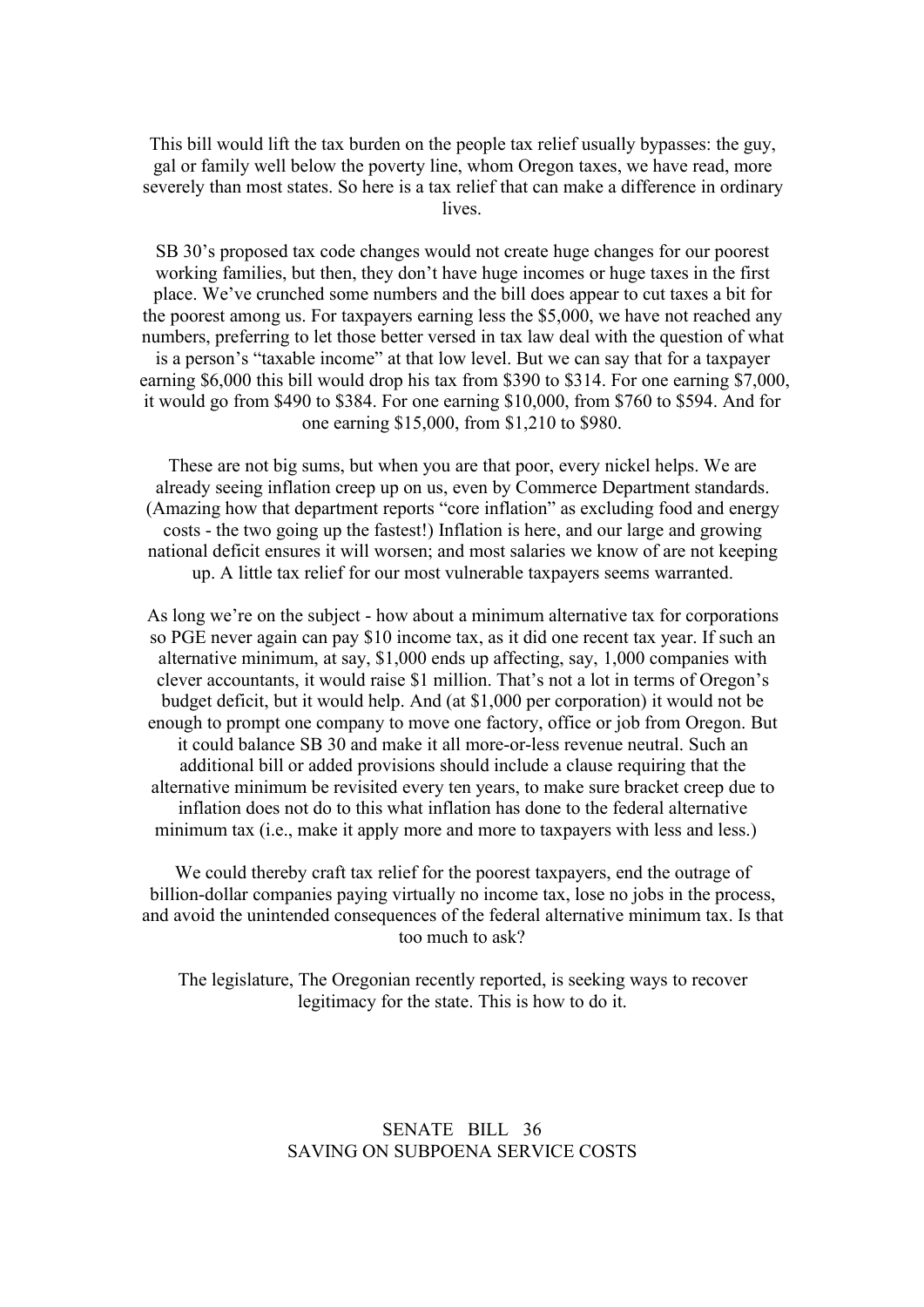This bill would lift the tax burden on the people tax relief usually bypasses: the guy, gal or family well below the poverty line, whom Oregon taxes, we have read, more severely than most states. So here is a tax relief that can make a difference in ordinary lives.

SB 30's proposed tax code changes would not create huge changes for our poorest working families, but then, they don't have huge incomes or huge taxes in the first place. We've crunched some numbers and the bill does appear to cut taxes a bit for the poorest among us. For taxpayers earning less the $5,000, we have not reached any numbers, preferring to let those better versed in tax law deal with the question of what is a person's "taxable income" at that low level. But we can say that for a taxpayer earning $6,000 this bill would drop his tax from $390 to $314. For one earning $7,000, it would go from $490 to $384. For one earning $10,000, from $760 to $594. And for one earning $15,000, from $1,210 to $980.

These are not big sums, but when you are that poor, every nickel helps. We are already seeing inflation creep up on us, even by Commerce Department standards. (Amazing how that department reports "core inflation" as excluding food and energy costs - the two going up the fastest!) Inflation is here, and our large and growing national deficit ensures it will worsen; and most salaries we know of are not keeping up. A little tax relief for our most vulnerable taxpayers seems warranted.

As long we're on the subject - how about a minimum alternative tax for corporations so PGE never again can pay $10 income tax, as it did one recent tax year. If such an alternative minimum, at say, $1,000 ends up affecting, say, 1,000 companies with clever accountants, it would raise $1 million. That's not a lot in terms of Oregon's budget deficit, but it would help. And (at $1,000 per corporation) it would not be enough to prompt one company to move one factory, office or job from Oregon. But it could balance SB 30 and make it all more-or-less revenue neutral. Such an additional bill or added provisions should include a clause requiring that the alternative minimum be revisited every ten years, to make sure bracket creep due to inflation does not do to this what inflation has done to the federal alternative minimum tax (i.e., make it apply more and more to taxpayers with less and less.)

We could thereby craft tax relief for the poorest taxpayers, end the outrage of billion-dollar companies paying virtually no income tax, lose no jobs in the process, and avoid the unintended consequences of the federal alternative minimum tax. Is that too much to ask?

The legislature, The Oregonian recently reported, is seeking ways to recover legitimacy for the state. This is how to do it.

## SENATE BILL 36
## SAVING ON SUBPOENA SERVICE COSTS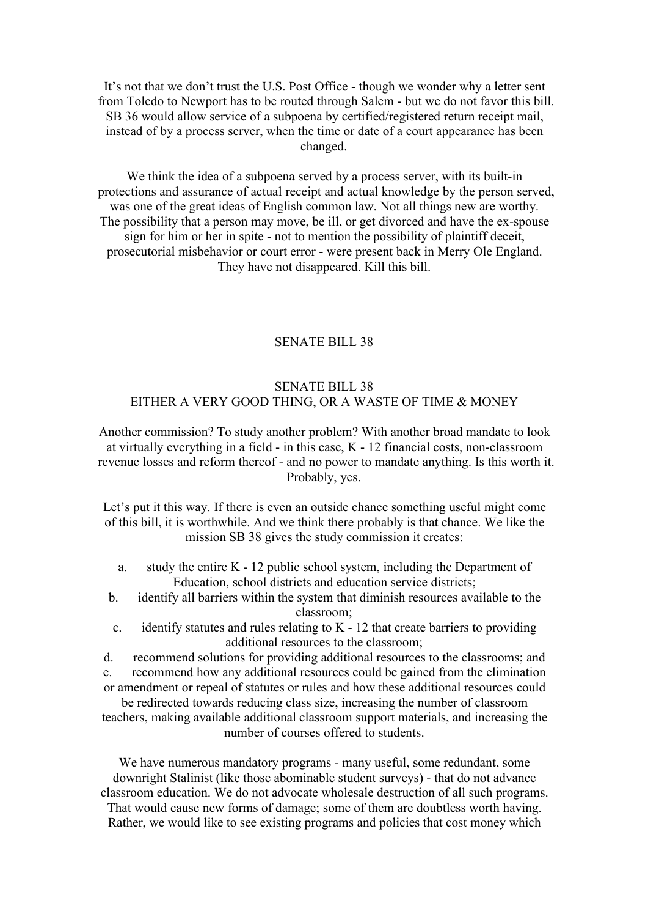It's not that we don't trust the U.S. Post Office - though we wonder why a letter sent from Toledo to Newport has to be routed through Salem - but we do not favor this bill. SB 36 would allow service of a subpoena by certified/registered return receipt mail, instead of by a process server, when the time or date of a court appearance has been changed.

We think the idea of a subpoena served by a process server, with its built-in protections and assurance of actual receipt and actual knowledge by the person served, was one of the great ideas of English common law. Not all things new are worthy. The possibility that a person may move, be ill, or get divorced and have the ex-spouse sign for him or her in spite - not to mention the possibility of plaintiff deceit, prosecutorial misbehavior or court error - were present back in Merry Ole England. They have not disappeared. Kill this bill.

## SENATE BILL 38

### SENATE BILL 38
### EITHER A VERY GOOD THING, OR A WASTE OF TIME & MONEY

Another commission? To study another problem? With another broad mandate to look at virtually everything in a field - in this case, K - 12 financial costs, non-classroom revenue losses and reform thereof - and no power to mandate anything. Is this worth it. Probably, yes.

Let's put it this way. If there is even an outside chance something useful might come of this bill, it is worthwhile. And we think there probably is that chance. We like the mission SB 38 gives the study commission it creates:

a. study the entire K - 12 public school system, including the Department of Education, school districts and education service districts;
b. identify all barriers within the system that diminish resources available to the classroom;
c. identify statutes and rules relating to K - 12 that create barriers to providing additional resources to the classroom;
d. recommend solutions for providing additional resources to the classrooms; and
e. recommend how any additional resources could be gained from the elimination or amendment or repeal of statutes or rules and how these additional resources could be redirected towards reducing class size, increasing the number of classroom teachers, making available additional classroom support materials, and increasing the number of courses offered to students.

We have numerous mandatory programs - many useful, some redundant, some downright Stalinist (like those abominable student surveys) - that do not advance classroom education. We do not advocate wholesale destruction of all such programs. That would cause new forms of damage; some of them are doubtless worth having. Rather, we would like to see existing programs and policies that cost money which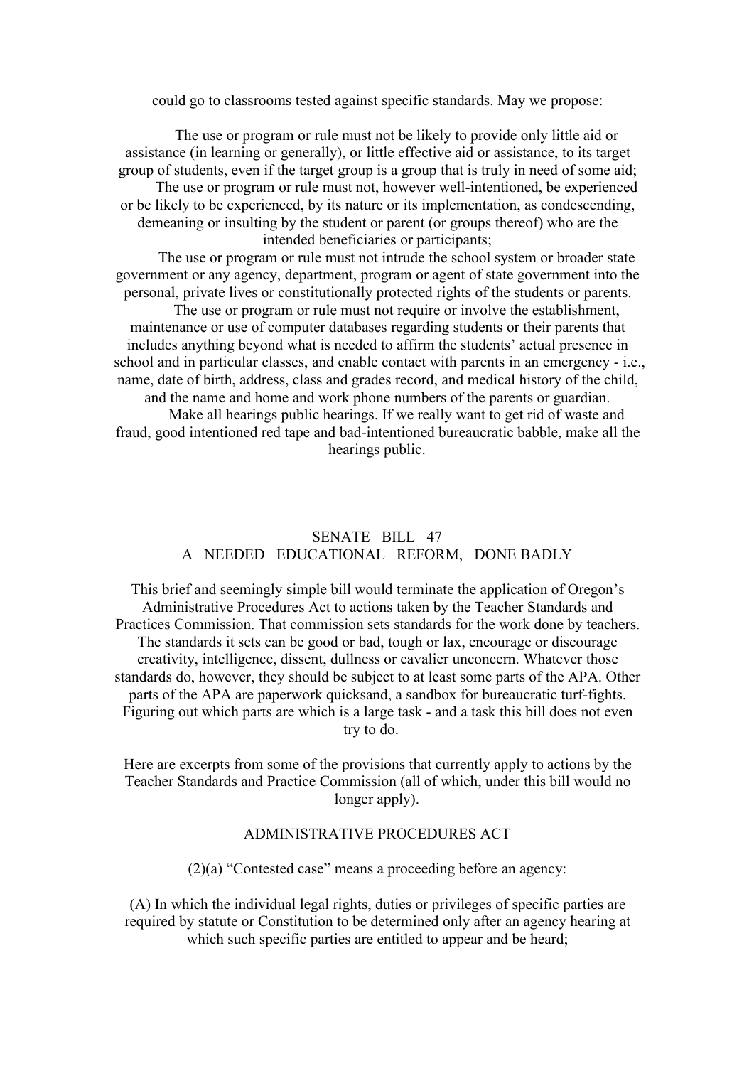could go to classrooms tested against specific standards. May we propose:

The use or program or rule must not be likely to provide only little aid or assistance (in learning or generally), or little effective aid or assistance, to its target group of students, even if the target group is a group that is truly in need of some aid;

The use or program or rule must not, however well-intentioned, be experienced or be likely to be experienced, by its nature or its implementation, as condescending, demeaning or insulting by the student or parent (or groups thereof) who are the intended beneficiaries or participants;

The use or program or rule must not intrude the school system or broader state government or any agency, department, program or agent of state government into the personal, private lives or constitutionally protected rights of the students or parents.

The use or program or rule must not require or involve the establishment, maintenance or use of computer databases regarding students or their parents that includes anything beyond what is needed to affirm the students' actual presence in school and in particular classes, and enable contact with parents in an emergency - i.e., name, date of birth, address, class and grades record, and medical history of the child, and the name and home and work phone numbers of the parents or guardian.

Make all hearings public hearings. If we really want to get rid of waste and fraud, good intentioned red tape and bad-intentioned bureaucratic babble, make all the hearings public.

## SENATE BILL 47
## A NEEDED EDUCATIONAL REFORM, DONE BADLY

This brief and seemingly simple bill would terminate the application of Oregon's Administrative Procedures Act to actions taken by the Teacher Standards and Practices Commission. That commission sets standards for the work done by teachers. The standards it sets can be good or bad, tough or lax, encourage or discourage creativity, intelligence, dissent, dullness or cavalier unconcern. Whatever those standards do, however, they should be subject to at least some parts of the APA. Other parts of the APA are paperwork quicksand, a sandbox for bureaucratic turf-fights. Figuring out which parts are which is a large task - and a task this bill does not even try to do.

Here are excerpts from some of the provisions that currently apply to actions by the Teacher Standards and Practice Commission (all of which, under this bill would no longer apply).

### ADMINISTRATIVE PROCEDURES ACT

(2)(a) "Contested case" means a proceeding before an agency:

(A) In which the individual legal rights, duties or privileges of specific parties are required by statute or Constitution to be determined only after an agency hearing at which such specific parties are entitled to appear and be heard;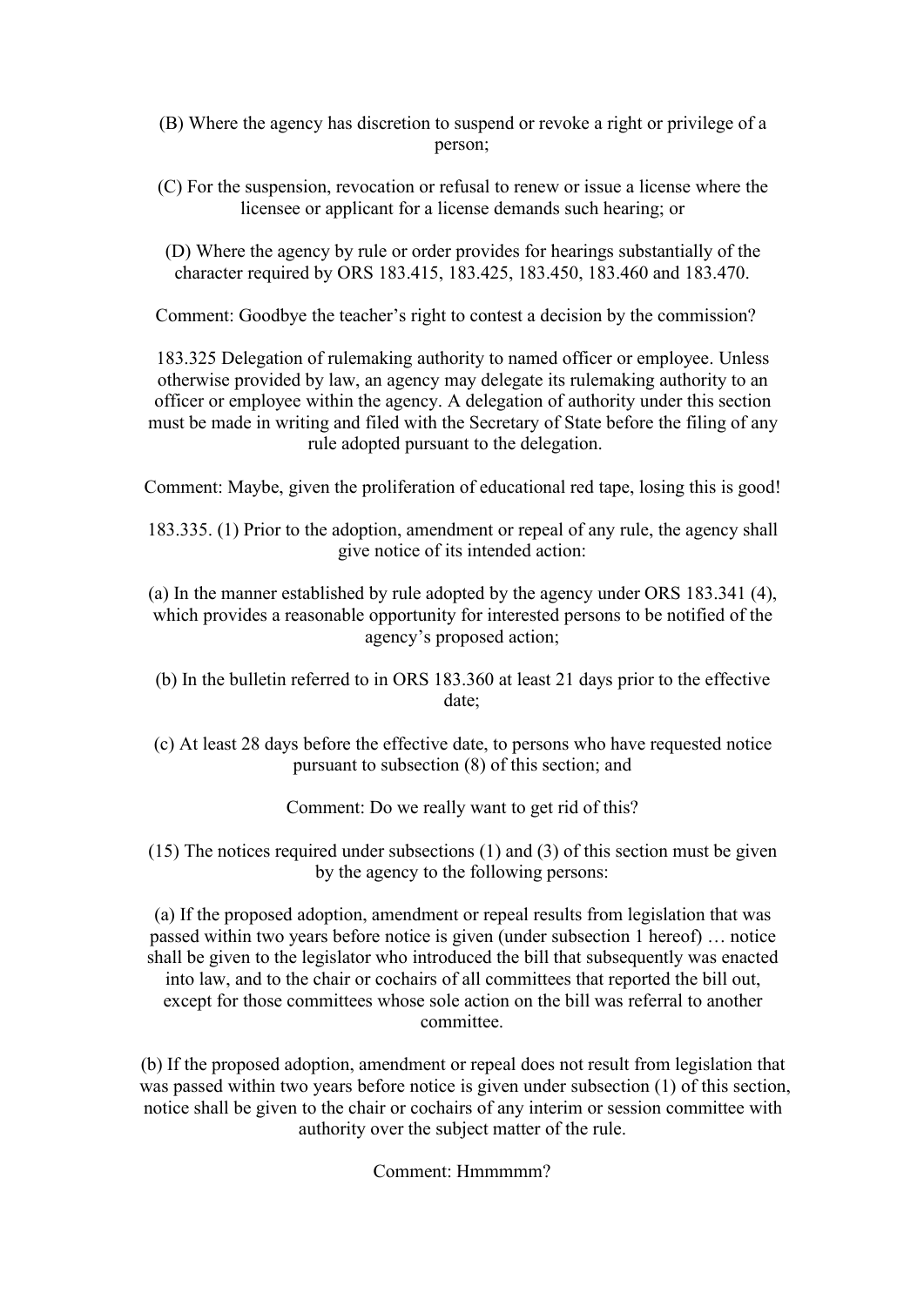(B) Where the agency has discretion to suspend or revoke a right or privilege of a person;

(C) For the suspension, revocation or refusal to renew or issue a license where the licensee or applicant for a license demands such hearing; or

(D) Where the agency by rule or order provides for hearings substantially of the character required by ORS 183.415, 183.425, 183.450, 183.460 and 183.470.

Comment: Goodbye the teacher's right to contest a decision by the commission?

183.325 Delegation of rulemaking authority to named officer or employee. Unless otherwise provided by law, an agency may delegate its rulemaking authority to an officer or employee within the agency. A delegation of authority under this section must be made in writing and filed with the Secretary of State before the filing of any rule adopted pursuant to the delegation.

Comment: Maybe, given the proliferation of educational red tape, losing this is good!

183.335. (1) Prior to the adoption, amendment or repeal of any rule, the agency shall give notice of its intended action:

(a) In the manner established by rule adopted by the agency under ORS 183.341 (4), which provides a reasonable opportunity for interested persons to be notified of the agency's proposed action;

(b) In the bulletin referred to in ORS 183.360 at least 21 days prior to the effective date;

(c) At least 28 days before the effective date, to persons who have requested notice pursuant to subsection (8) of this section; and

Comment: Do we really want to get rid of this?

(15) The notices required under subsections (1) and (3) of this section must be given by the agency to the following persons:

(a) If the proposed adoption, amendment or repeal results from legislation that was passed within two years before notice is given (under subsection 1 hereof) … notice shall be given to the legislator who introduced the bill that subsequently was enacted into law, and to the chair or cochairs of all committees that reported the bill out, except for those committees whose sole action on the bill was referral to another committee.

(b) If the proposed adoption, amendment or repeal does not result from legislation that was passed within two years before notice is given under subsection (1) of this section, notice shall be given to the chair or cochairs of any interim or session committee with authority over the subject matter of the rule.

Comment: Hmmmmm?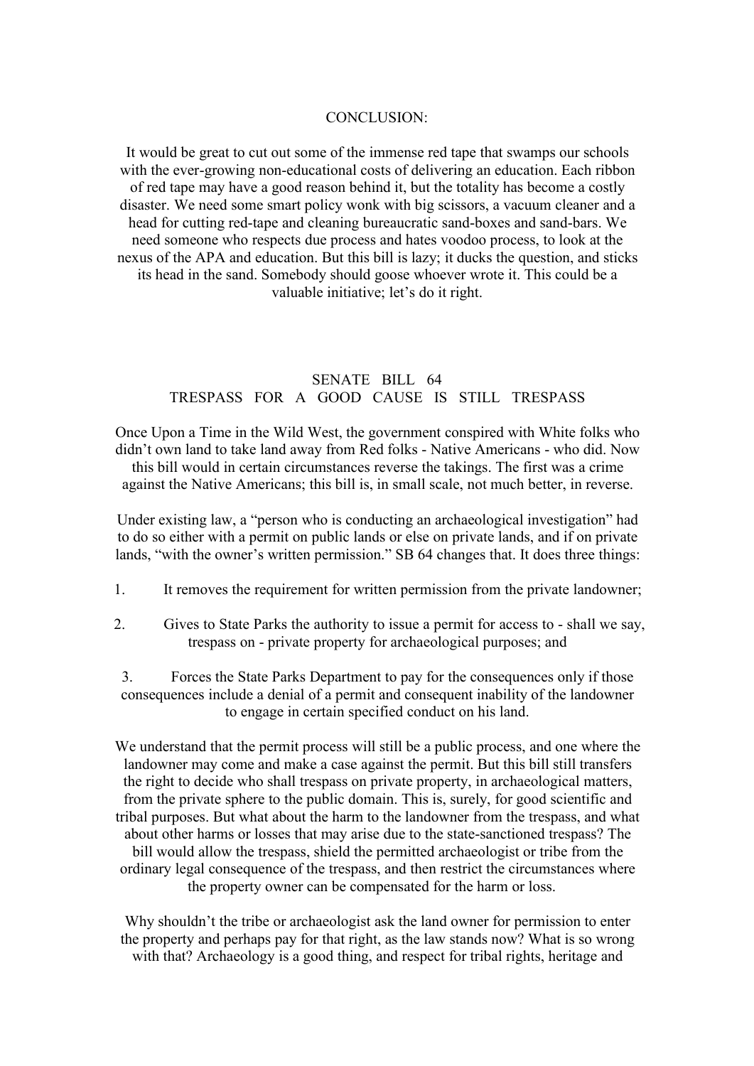## CONCLUSION:

It would be great to cut out some of the immense red tape that swamps our schools with the ever-growing non-educational costs of delivering an education. Each ribbon of red tape may have a good reason behind it, but the totality has become a costly disaster. We need some smart policy wonk with big scissors, a vacuum cleaner and a head for cutting red-tape and cleaning bureaucratic sand-boxes and sand-bars. We need someone who respects due process and hates voodoo process, to look at the nexus of the APA and education. But this bill is lazy; it ducks the question, and sticks its head in the sand. Somebody should goose whoever wrote it. This could be a valuable initiative; let's do it right.

## SENATE BILL 64
## TRESPASS FOR A GOOD CAUSE IS STILL TRESPASS

Once Upon a Time in the Wild West, the government conspired with White folks who didn't own land to take land away from Red folks - Native Americans - who did. Now this bill would in certain circumstances reverse the takings. The first was a crime against the Native Americans; this bill is, in small scale, not much better, in reverse.

Under existing law, a "person who is conducting an archaeological investigation" had to do so either with a permit on public lands or else on private lands, and if on private lands, "with the owner's written permission." SB 64 changes that. It does three things:

1. It removes the requirement for written permission from the private landowner;

2. Gives to State Parks the authority to issue a permit for access to - shall we say, trespass on - private property for archaeological purposes; and

3. Forces the State Parks Department to pay for the consequences only if those consequences include a denial of a permit and consequent inability of the landowner to engage in certain specified conduct on his land.

We understand that the permit process will still be a public process, and one where the landowner may come and make a case against the permit. But this bill still transfers the right to decide who shall trespass on private property, in archaeological matters, from the private sphere to the public domain. This is, surely, for good scientific and tribal purposes. But what about the harm to the landowner from the trespass, and what about other harms or losses that may arise due to the state-sanctioned trespass? The bill would allow the trespass, shield the permitted archaeologist or tribe from the ordinary legal consequence of the trespass, and then restrict the circumstances where the property owner can be compensated for the harm or loss.

Why shouldn't the tribe or archaeologist ask the land owner for permission to enter the property and perhaps pay for that right, as the law stands now? What is so wrong with that? Archaeology is a good thing, and respect for tribal rights, heritage and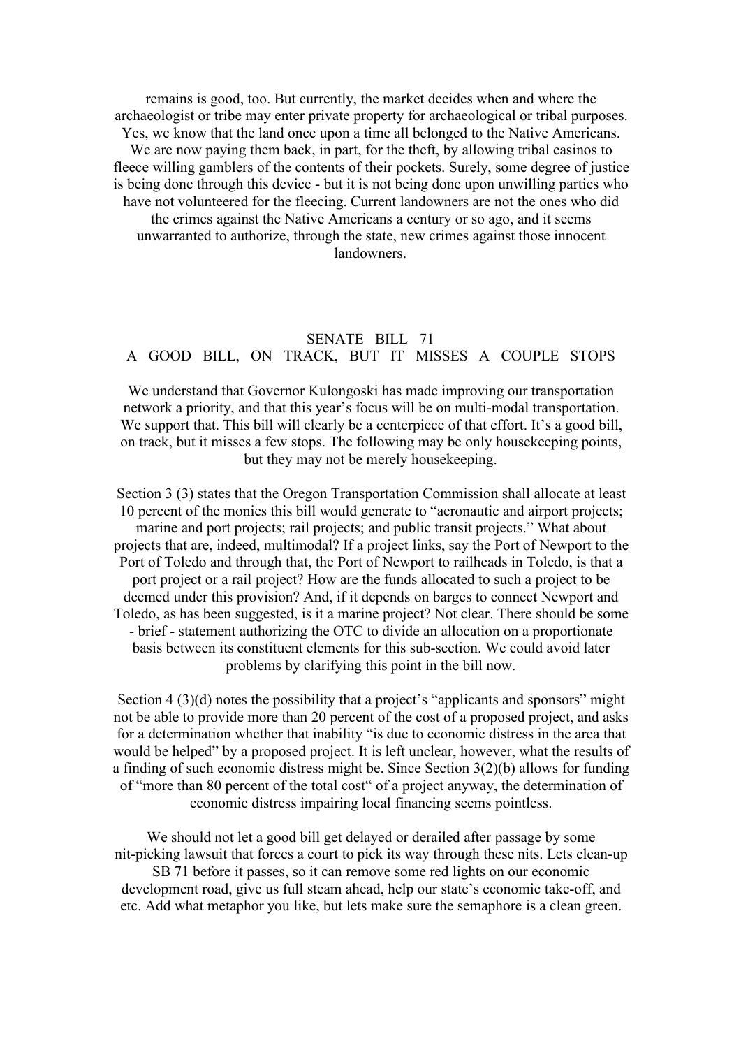remains is good, too. But currently, the market decides when and where the archaeologist or tribe may enter private property for archaeological or tribal purposes. Yes, we know that the land once upon a time all belonged to the Native Americans. We are now paying them back, in part, for the theft, by allowing tribal casinos to fleece willing gamblers of the contents of their pockets. Surely, some degree of justice is being done through this device - but it is not being done upon unwilling parties who have not volunteered for the fleecing. Current landowners are not the ones who did the crimes against the Native Americans a century or so ago, and it seems unwarranted to authorize, through the state, new crimes against those innocent landowners.

## SENATE BILL 71
## A GOOD BILL, ON TRACK, BUT IT MISSES A COUPLE STOPS

We understand that Governor Kulongoski has made improving our transportation network a priority, and that this year's focus will be on multi-modal transportation. We support that. This bill will clearly be a centerpiece of that effort. It's a good bill, on track, but it misses a few stops. The following may be only housekeeping points, but they may not be merely housekeeping.

Section 3 (3) states that the Oregon Transportation Commission shall allocate at least 10 percent of the monies this bill would generate to "aeronautic and airport projects; marine and port projects; rail projects; and public transit projects." What about projects that are, indeed, multimodal? If a project links, say the Port of Newport to the Port of Toledo and through that, the Port of Newport to railheads in Toledo, is that a port project or a rail project? How are the funds allocated to such a project to be deemed under this provision? And, if it depends on barges to connect Newport and Toledo, as has been suggested, is it a marine project? Not clear. There should be some - brief - statement authorizing the OTC to divide an allocation on a proportionate basis between its constituent elements for this sub-section. We could avoid later problems by clarifying this point in the bill now.

Section 4 (3)(d) notes the possibility that a project's "applicants and sponsors" might not be able to provide more than 20 percent of the cost of a proposed project, and asks for a determination whether that inability "is due to economic distress in the area that would be helped" by a proposed project. It is left unclear, however, what the results of a finding of such economic distress might be. Since Section 3(2)(b) allows for funding of "more than 80 percent of the total cost" of a project anyway, the determination of economic distress impairing local financing seems pointless.

We should not let a good bill get delayed or derailed after passage by some nit-picking lawsuit that forces a court to pick its way through these nits. Lets clean-up SB 71 before it passes, so it can remove some red lights on our economic development road, give us full steam ahead, help our state's economic take-off, and etc. Add what metaphor you like, but lets make sure the semaphore is a clean green.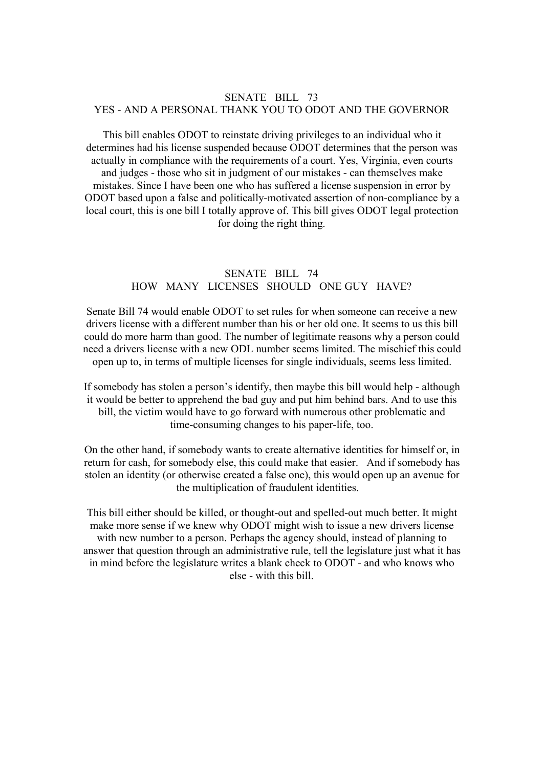## SENATE BILL 73

### YES - AND A PERSONAL THANK YOU TO ODOT AND THE GOVERNOR

This bill enables ODOT to reinstate driving privileges to an individual who it determines had his license suspended because ODOT determines that the person was actually in compliance with the requirements of a court. Yes, Virginia, even courts and judges - those who sit in judgment of our mistakes - can themselves make mistakes. Since I have been one who has suffered a license suspension in error by ODOT based upon a false and politically-motivated assertion of non-compliance by a local court, this is one bill I totally approve of. This bill gives ODOT legal protection for doing the right thing.

## SENATE BILL 74

### HOW MANY LICENSES SHOULD ONE GUY HAVE?

Senate Bill 74 would enable ODOT to set rules for when someone can receive a new drivers license with a different number than his or her old one. It seems to us this bill could do more harm than good. The number of legitimate reasons why a person could need a drivers license with a new ODL number seems limited. The mischief this could open up to, in terms of multiple licenses for single individuals, seems less limited.

If somebody has stolen a person's identify, then maybe this bill would help - although it would be better to apprehend the bad guy and put him behind bars. And to use this bill, the victim would have to go forward with numerous other problematic and time-consuming changes to his paper-life, too.

On the other hand, if somebody wants to create alternative identities for himself or, in return for cash, for somebody else, this could make that easier. And if somebody has stolen an identity (or otherwise created a false one), this would open up an avenue for the multiplication of fraudulent identities.

This bill either should be killed, or thought-out and spelled-out much better. It might make more sense if we knew why ODOT might wish to issue a new drivers license with new number to a person. Perhaps the agency should, instead of planning to answer that question through an administrative rule, tell the legislature just what it has in mind before the legislature writes a blank check to ODOT - and who knows who else - with this bill.